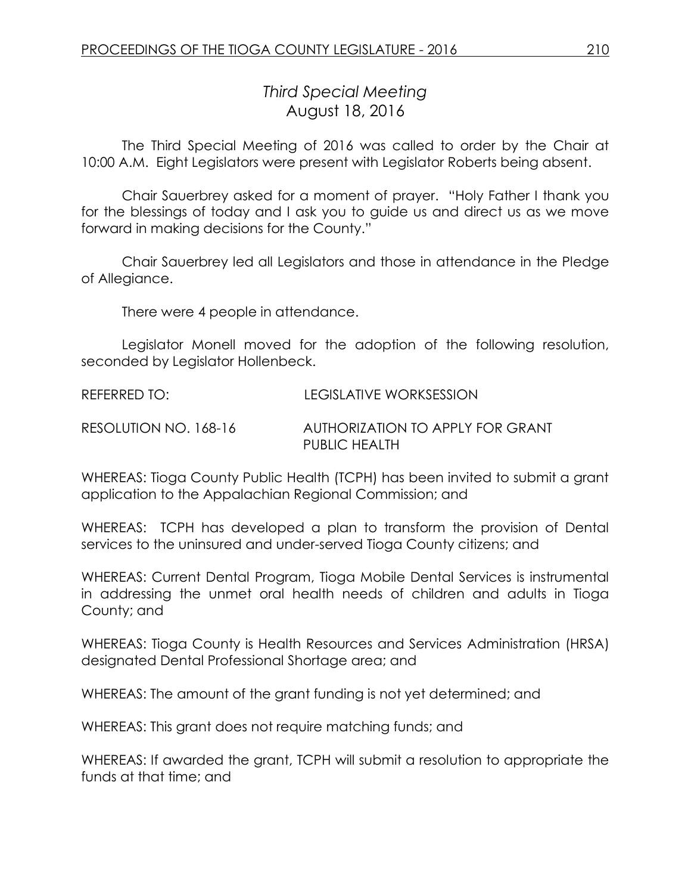# *Third Special Meeting*
## August 18, 2016

The Third Special Meeting of 2016 was called to order by the Chair at 10:00 A.M. Eight Legislators were present with Legislator Roberts being absent.

Chair Sauerbrey asked for a moment of prayer. "Holy Father I thank you for the blessings of today and I ask you to guide us and direct us as we move forward in making decisions for the County."

Chair Sauerbrey led all Legislators and those in attendance in the Pledge of Allegiance.

There were 4 people in attendance.

Legislator Monell moved for the adoption of the following resolution, seconded by Legislator Hollenbeck.

REFERRED TO: LEGISLATIVE WORKSESSION

RESOLUTION NO. 168-16 AUTHORIZATION TO APPLY FOR GRANT PUBLIC HEALTH

WHEREAS: Tioga County Public Health (TCPH) has been invited to submit a grant application to the Appalachian Regional Commission; and

WHEREAS: TCPH has developed a plan to transform the provision of Dental services to the uninsured and under-served Tioga County citizens; and

WHEREAS: Current Dental Program, Tioga Mobile Dental Services is instrumental in addressing the unmet oral health needs of children and adults in Tioga County; and

WHEREAS: Tioga County is Health Resources and Services Administration (HRSA) designated Dental Professional Shortage area; and

WHEREAS: The amount of the grant funding is not yet determined; and

WHEREAS: This grant does not require matching funds; and

WHEREAS: If awarded the grant, TCPH will submit a resolution to appropriate the funds at that time; and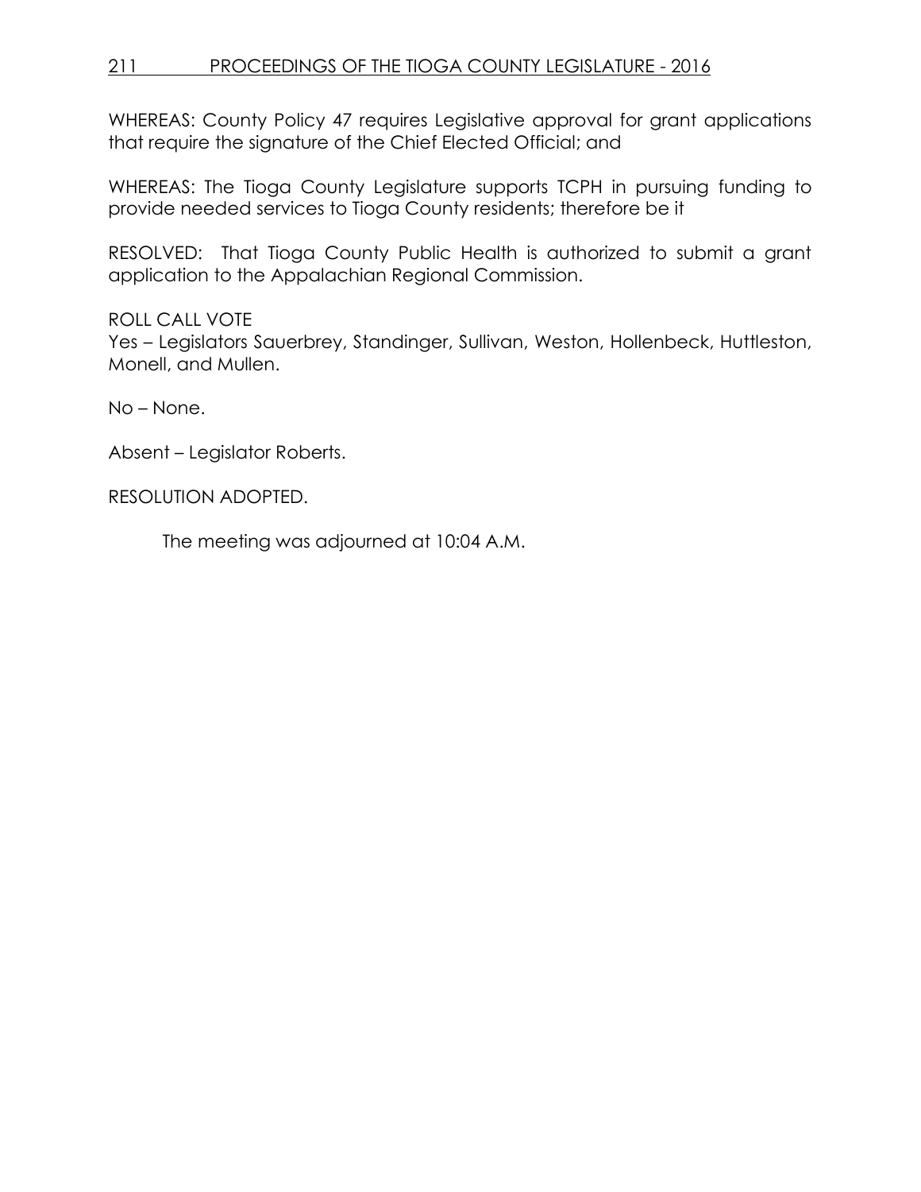WHEREAS: County Policy 47 requires Legislative approval for grant applications that require the signature of the Chief Elected Official; and

WHEREAS: The Tioga County Legislature supports TCPH in pursuing funding to provide needed services to Tioga County residents; therefore be it

RESOLVED: That Tioga County Public Health is authorized to submit a grant application to the Appalachian Regional Commission.

ROLL CALL VOTE
Yes – Legislators Sauerbrey, Standinger, Sullivan, Weston, Hollenbeck, Huttleston, Monell, and Mullen.

No – None.

Absent – Legislator Roberts.

RESOLUTION ADOPTED.

The meeting was adjourned at 10:04 A.M.